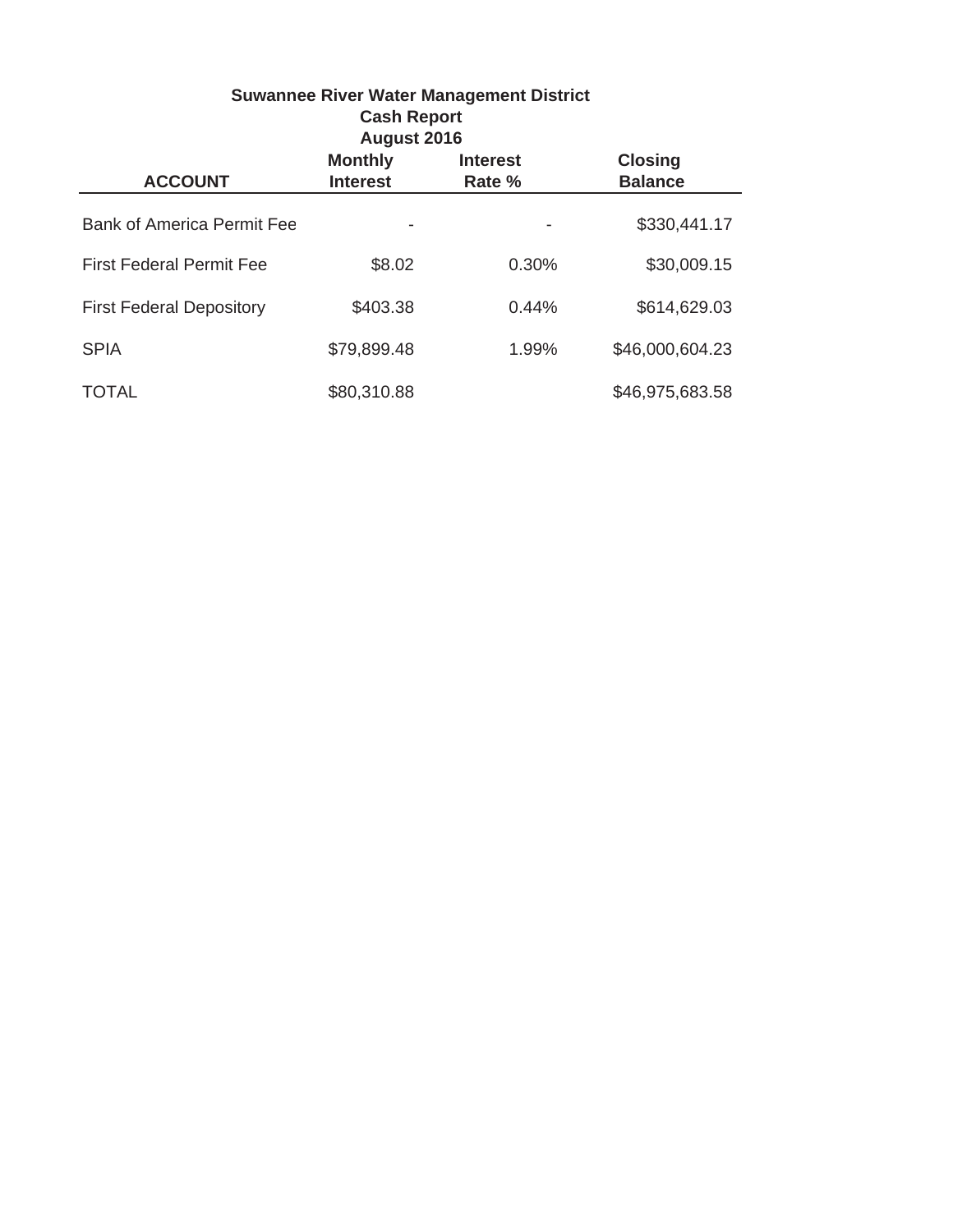**Suwannee River Water Management District**
**Cash Report**
**August 2016**

| ACCOUNT | Monthly Interest | Interest Rate % | Closing Balance |
|---|---|---|---|
| Bank of America Permit Fee | - | - | $330,441.17 |
| First Federal Permit Fee | $8.02 | 0.30% | $30,009.15 |
| First Federal Depository | $403.38 | 0.44% | $614,629.03 |
| SPIA | $79,899.48 | 1.99% | $46,000,604.23 |
| TOTAL | $80,310.88 | | $46,975,683.58 |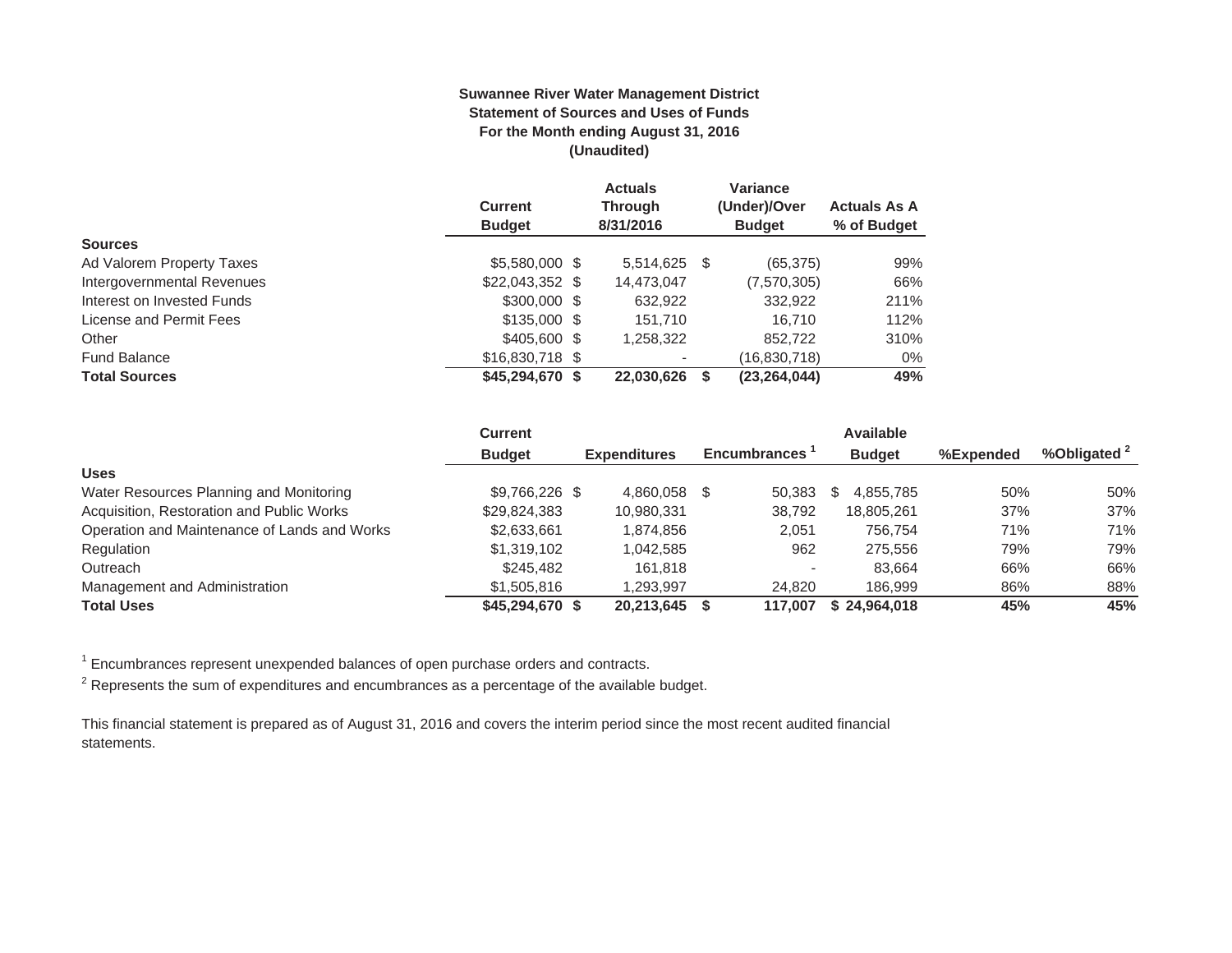**Suwannee River Water Management District**
**Statement of Sources and Uses of Funds**
**For the Month ending August 31, 2016**
**(Unaudited)**

| | Current Budget | Actuals Through 8/31/2016 | Variance (Under)/Over Budget | Actuals As A % of Budget |
|---|---|---|---|---|
| **Sources** | | | | |
| Ad Valorem Property Taxes | $5,580,000 | $ 5,514,625 | $ (65,375) | 99% |
| Intergovernmental Revenues | $22,043,352 | $ 14,473,047 | (7,570,305) | 66% |
| Interest on Invested Funds | $300,000 | $ 632,922 | 332,922 | 211% |
| License and Permit Fees | $135,000 | $ 151,710 | 16,710 | 112% |
| Other | $405,600 | $ 1,258,322 | 852,722 | 310% |
| Fund Balance | $16,830,718 | $ - | (16,830,718) | 0% |
| **Total Sources** | **$45,294,670** | **$ 22,030,626** | **$ (23,264,044)** | **49%** |

| | Current Budget | Expenditures | Encumbrances [1] | Available Budget | %Expended | %Obligated [2] |
|---|---|---|---|---|---|---|
| **Uses** | | | | | | |
| Water Resources Planning and Monitoring | $9,766,226 | $ 4,860,058 | $ 50,383 | $ 4,855,785 | 50% | 50% |
| Acquisition, Restoration and Public Works | $29,824,383 | 10,980,331 | 38,792 | 18,805,261 | 37% | 37% |
| Operation and Maintenance of Lands and Works | $2,633,661 | 1,874,856 | 2,051 | 756,754 | 71% | 71% |
| Regulation | $1,319,102 | 1,042,585 | 962 | 275,556 | 79% | 79% |
| Outreach | $245,482 | 161,818 | - | 83,664 | 66% | 66% |
| Management and Administration | $1,505,816 | 1,293,997 | 24,820 | 186,999 | 86% | 88% |
| **Total Uses** | **$45,294,670** | **$ 20,213,645** | **$ 117,007** | **$ 24,964,018** | **45%** | **45%** |

[1] Encumbrances represent unexpended balances of open purchase orders and contracts.

[2] Represents the sum of expenditures and encumbrances as a percentage of the available budget.

This financial statement is prepared as of August 31, 2016 and covers the interim period since the most recent audited financial statements.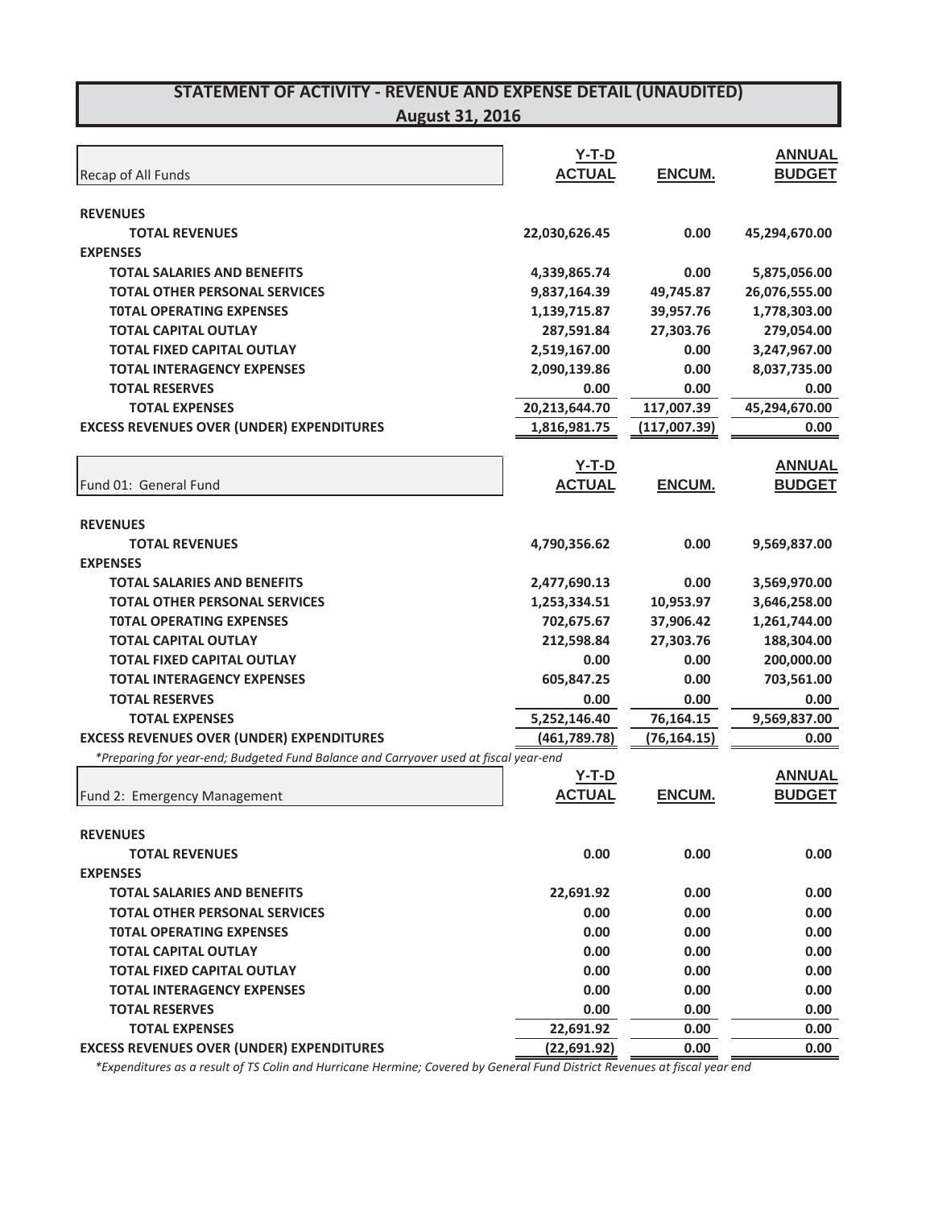## STATEMENT OF ACTIVITY - REVENUE AND EXPENSE DETAIL (UNAUDITED)
## August 31, 2016

| Recap of All Funds | Y-T-D ACTUAL | ENCUM. | ANNUAL BUDGET |
|---|---|---|---|
| **REVENUES** | | | |
| **TOTAL REVENUES** | 22,030,626.45 | 0.00 | 45,294,670.00 |
| **EXPENSES** | | | |
| **TOTAL SALARIES AND BENEFITS** | 4,339,865.74 | 0.00 | 5,875,056.00 |
| **TOTAL OTHER PERSONAL SERVICES** | 9,837,164.39 | 49,745.87 | 26,076,555.00 |
| **T0TAL OPERATING EXPENSES** | 1,139,715.87 | 39,957.76 | 1,778,303.00 |
| **TOTAL CAPITAL OUTLAY** | 287,591.84 | 27,303.76 | 279,054.00 |
| **TOTAL FIXED CAPITAL OUTLAY** | 2,519,167.00 | 0.00 | 3,247,967.00 |
| **TOTAL INTERAGENCY EXPENSES** | 2,090,139.86 | 0.00 | 8,037,735.00 |
| **TOTAL RESERVES** | 0.00 | 0.00 | 0.00 |
| **TOTAL EXPENSES** | 20,213,644.70 | 117,007.39 | 45,294,670.00 |
| **EXCESS REVENUES OVER (UNDER) EXPENDITURES** | 1,816,981.75 | (117,007.39) | 0.00 |

| Fund 01: General Fund | Y-T-D ACTUAL | ENCUM. | ANNUAL BUDGET |
|---|---|---|---|
| **REVENUES** | | | |
| **TOTAL REVENUES** | 4,790,356.62 | 0.00 | 9,569,837.00 |
| **EXPENSES** | | | |
| **TOTAL SALARIES AND BENEFITS** | 2,477,690.13 | 0.00 | 3,569,970.00 |
| **TOTAL OTHER PERSONAL SERVICES** | 1,253,334.51 | 10,953.97 | 3,646,258.00 |
| **T0TAL OPERATING EXPENSES** | 702,675.67 | 37,906.42 | 1,261,744.00 |
| **TOTAL CAPITAL OUTLAY** | 212,598.84 | 27,303.76 | 188,304.00 |
| **TOTAL FIXED CAPITAL OUTLAY** | 0.00 | 0.00 | 200,000.00 |
| **TOTAL INTERAGENCY EXPENSES** | 605,847.25 | 0.00 | 703,561.00 |
| **TOTAL RESERVES** | 0.00 | 0.00 | 0.00 |
| **TOTAL EXPENSES** | 5,252,146.40 | 76,164.15 | 9,569,837.00 |
| **EXCESS REVENUES OVER (UNDER) EXPENDITURES** | (461,789.78) | (76,164.15) | 0.00 |

*\*Preparing for year-end; Budgeted Fund Balance and Carryover used at fiscal year-end*

| Fund 2: Emergency Management | Y-T-D ACTUAL | ENCUM. | ANNUAL BUDGET |
|---|---|---|---|
| **REVENUES** | | | |
| **TOTAL REVENUES** | 0.00 | 0.00 | 0.00 |
| **EXPENSES** | | | |
| **TOTAL SALARIES AND BENEFITS** | 22,691.92 | 0.00 | 0.00 |
| **TOTAL OTHER PERSONAL SERVICES** | 0.00 | 0.00 | 0.00 |
| **T0TAL OPERATING EXPENSES** | 0.00 | 0.00 | 0.00 |
| **TOTAL CAPITAL OUTLAY** | 0.00 | 0.00 | 0.00 |
| **TOTAL FIXED CAPITAL OUTLAY** | 0.00 | 0.00 | 0.00 |
| **TOTAL INTERAGENCY EXPENSES** | 0.00 | 0.00 | 0.00 |
| **TOTAL RESERVES** | 0.00 | 0.00 | 0.00 |
| **TOTAL EXPENSES** | 22,691.92 | 0.00 | 0.00 |
| **EXCESS REVENUES OVER (UNDER) EXPENDITURES** | (22,691.92) | 0.00 | 0.00 |

*\*Expenditures as a result of TS Colin and Hurricane Hermine; Covered by General Fund District Revenues at fiscal year end*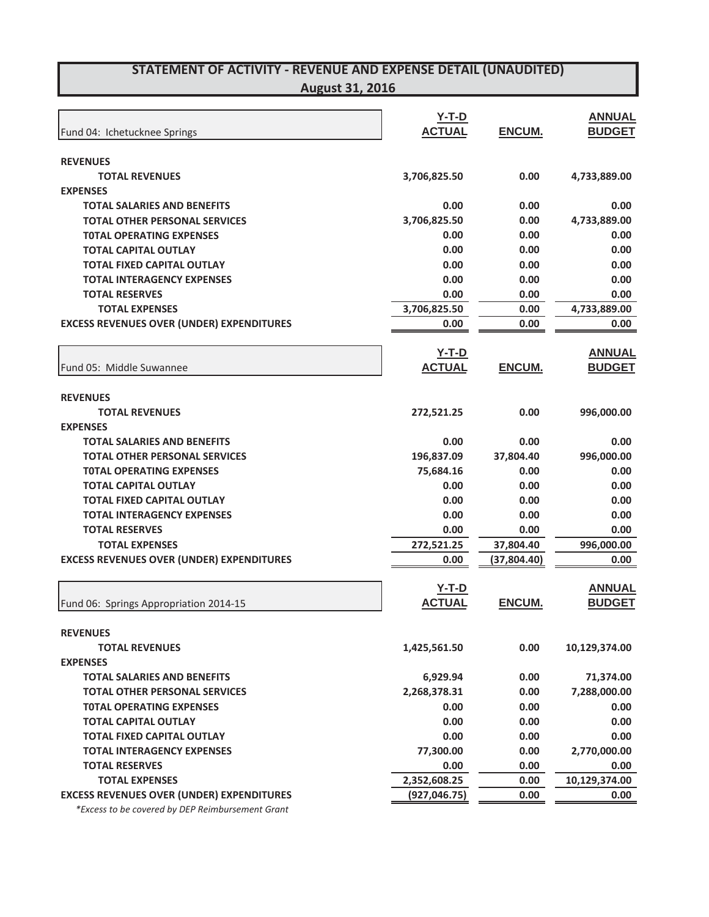# STATEMENT OF ACTIVITY - REVENUE AND EXPENSE DETAIL (UNAUDITED)
## August 31, 2016

| Fund 04: Ichetucknee Springs | Y-T-D ACTUAL | ENCUM. | ANNUAL BUDGET |
|---|---|---|---|
| **REVENUES** | | | |
| **TOTAL REVENUES** | **3,706,825.50** | **0.00** | **4,733,889.00** |
| **EXPENSES** | | | |
| **TOTAL SALARIES AND BENEFITS** | **0.00** | **0.00** | **0.00** |
| **TOTAL OTHER PERSONAL SERVICES** | **3,706,825.50** | **0.00** | **4,733,889.00** |
| **T0TAL OPERATING EXPENSES** | **0.00** | **0.00** | **0.00** |
| **TOTAL CAPITAL OUTLAY** | **0.00** | **0.00** | **0.00** |
| **TOTAL FIXED CAPITAL OUTLAY** | **0.00** | **0.00** | **0.00** |
| **TOTAL INTERAGENCY EXPENSES** | **0.00** | **0.00** | **0.00** |
| **TOTAL RESERVES** | **0.00** | **0.00** | **0.00** |
| **TOTAL EXPENSES** | **3,706,825.50** | **0.00** | **4,733,889.00** |
| **EXCESS REVENUES OVER (UNDER) EXPENDITURES** | **0.00** | **0.00** | **0.00** |

| Fund 05: Middle Suwannee | Y-T-D ACTUAL | ENCUM. | ANNUAL BUDGET |
|---|---|---|---|
| **REVENUES** | | | |
| **TOTAL REVENUES** | **272,521.25** | **0.00** | **996,000.00** |
| **EXPENSES** | | | |
| **TOTAL SALARIES AND BENEFITS** | **0.00** | **0.00** | **0.00** |
| **TOTAL OTHER PERSONAL SERVICES** | **196,837.09** | **37,804.40** | **996,000.00** |
| **T0TAL OPERATING EXPENSES** | **75,684.16** | **0.00** | **0.00** |
| **TOTAL CAPITAL OUTLAY** | **0.00** | **0.00** | **0.00** |
| **TOTAL FIXED CAPITAL OUTLAY** | **0.00** | **0.00** | **0.00** |
| **TOTAL INTERAGENCY EXPENSES** | **0.00** | **0.00** | **0.00** |
| **TOTAL RESERVES** | **0.00** | **0.00** | **0.00** |
| **TOTAL EXPENSES** | **272,521.25** | **37,804.40** | **996,000.00** |
| **EXCESS REVENUES OVER (UNDER) EXPENDITURES** | **0.00** | **(37,804.40)** | **0.00** |

| Fund 06: Springs Appropriation 2014-15 | Y-T-D ACTUAL | ENCUM. | ANNUAL BUDGET |
|---|---|---|---|
| **REVENUES** | | | |
| **TOTAL REVENUES** | **1,425,561.50** | **0.00** | **10,129,374.00** |
| **EXPENSES** | | | |
| **TOTAL SALARIES AND BENEFITS** | **6,929.94** | **0.00** | **71,374.00** |
| **TOTAL OTHER PERSONAL SERVICES** | **2,268,378.31** | **0.00** | **7,288,000.00** |
| **T0TAL OPERATING EXPENSES** | **0.00** | **0.00** | **0.00** |
| **TOTAL CAPITAL OUTLAY** | **0.00** | **0.00** | **0.00** |
| **TOTAL FIXED CAPITAL OUTLAY** | **0.00** | **0.00** | **0.00** |
| **TOTAL INTERAGENCY EXPENSES** | **77,300.00** | **0.00** | **2,770,000.00** |
| **TOTAL RESERVES** | **0.00** | **0.00** | **0.00** |
| **TOTAL EXPENSES** | **2,352,608.25** | **0.00** | **10,129,374.00** |
| **EXCESS REVENUES OVER (UNDER) EXPENDITURES** | **(927,046.75)** | **0.00** | **0.00** |

*\*Excess to be covered by DEP Reimbursement Grant*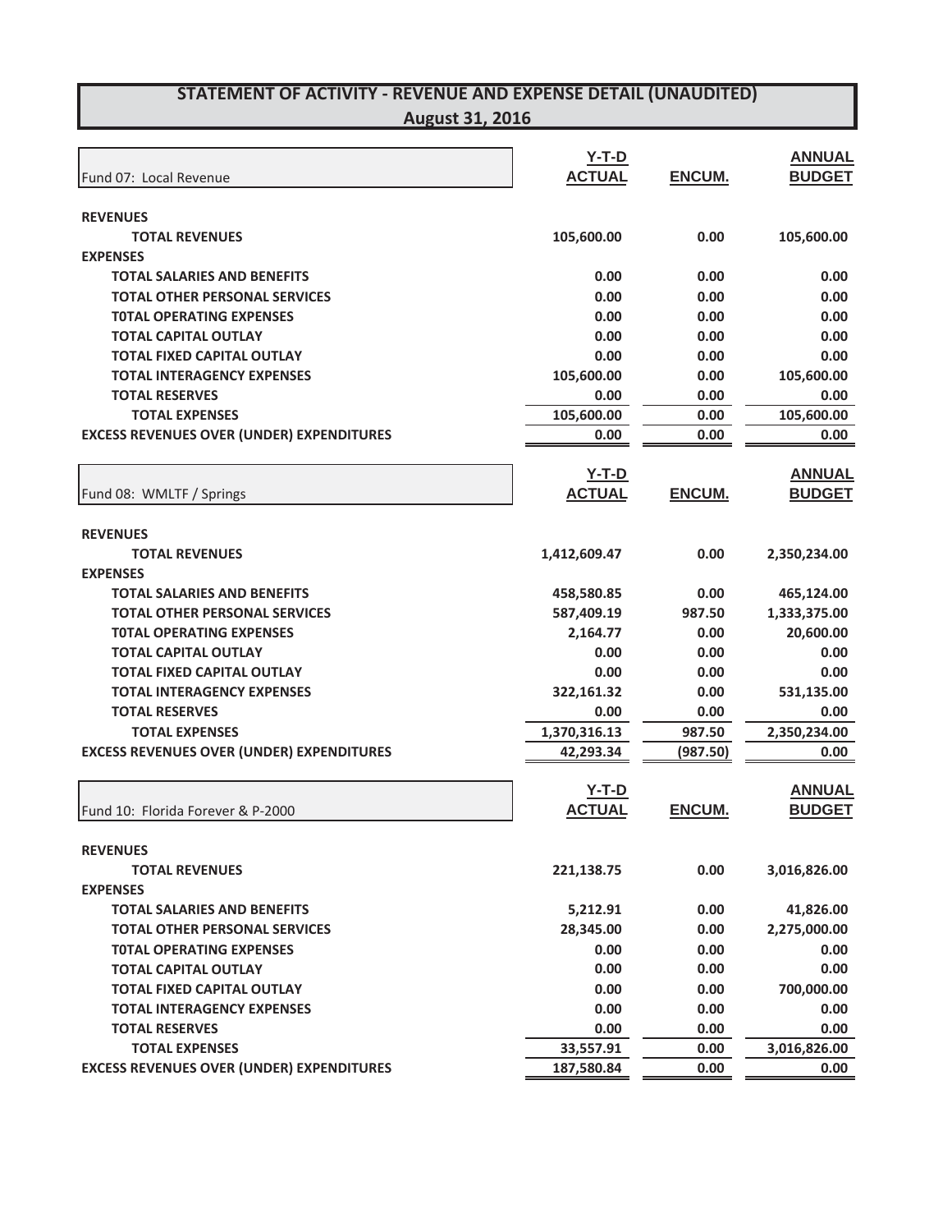# STATEMENT OF ACTIVITY - REVENUE AND EXPENSE DETAIL (UNAUDITED)

## August 31, 2016

| Fund 07: Local Revenue | Y-T-D ACTUAL | ENCUM. | ANNUAL BUDGET |
|---|---|---|---|
| **REVENUES** | | | |
| **TOTAL REVENUES** | 105,600.00 | 0.00 | 105,600.00 |
| **EXPENSES** | | | |
| **TOTAL SALARIES AND BENEFITS** | 0.00 | 0.00 | 0.00 |
| **TOTAL OTHER PERSONAL SERVICES** | 0.00 | 0.00 | 0.00 |
| **T0TAL OPERATING EXPENSES** | 0.00 | 0.00 | 0.00 |
| **TOTAL CAPITAL OUTLAY** | 0.00 | 0.00 | 0.00 |
| **TOTAL FIXED CAPITAL OUTLAY** | 0.00 | 0.00 | 0.00 |
| **TOTAL INTERAGENCY EXPENSES** | 105,600.00 | 0.00 | 105,600.00 |
| **TOTAL RESERVES** | 0.00 | 0.00 | 0.00 |
| **TOTAL EXPENSES** | 105,600.00 | 0.00 | 105,600.00 |
| **EXCESS REVENUES OVER (UNDER) EXPENDITURES** | 0.00 | 0.00 | 0.00 |

| Fund 08: WMLTF / Springs | Y-T-D ACTUAL | ENCUM. | ANNUAL BUDGET |
|---|---|---|---|
| **REVENUES** | | | |
| **TOTAL REVENUES** | 1,412,609.47 | 0.00 | 2,350,234.00 |
| **EXPENSES** | | | |
| **TOTAL SALARIES AND BENEFITS** | 458,580.85 | 0.00 | 465,124.00 |
| **TOTAL OTHER PERSONAL SERVICES** | 587,409.19 | 987.50 | 1,333,375.00 |
| **T0TAL OPERATING EXPENSES** | 2,164.77 | 0.00 | 20,600.00 |
| **TOTAL CAPITAL OUTLAY** | 0.00 | 0.00 | 0.00 |
| **TOTAL FIXED CAPITAL OUTLAY** | 0.00 | 0.00 | 0.00 |
| **TOTAL INTERAGENCY EXPENSES** | 322,161.32 | 0.00 | 531,135.00 |
| **TOTAL RESERVES** | 0.00 | 0.00 | 0.00 |
| **TOTAL EXPENSES** | 1,370,316.13 | 987.50 | 2,350,234.00 |
| **EXCESS REVENUES OVER (UNDER) EXPENDITURES** | 42,293.34 | (987.50) | 0.00 |

| Fund 10: Florida Forever & P-2000 | Y-T-D ACTUAL | ENCUM. | ANNUAL BUDGET |
|---|---|---|---|
| **REVENUES** | | | |
| **TOTAL REVENUES** | 221,138.75 | 0.00 | 3,016,826.00 |
| **EXPENSES** | | | |
| **TOTAL SALARIES AND BENEFITS** | 5,212.91 | 0.00 | 41,826.00 |
| **TOTAL OTHER PERSONAL SERVICES** | 28,345.00 | 0.00 | 2,275,000.00 |
| **T0TAL OPERATING EXPENSES** | 0.00 | 0.00 | 0.00 |
| **TOTAL CAPITAL OUTLAY** | 0.00 | 0.00 | 0.00 |
| **TOTAL FIXED CAPITAL OUTLAY** | 0.00 | 0.00 | 700,000.00 |
| **TOTAL INTERAGENCY EXPENSES** | 0.00 | 0.00 | 0.00 |
| **TOTAL RESERVES** | 0.00 | 0.00 | 0.00 |
| **TOTAL EXPENSES** | 33,557.91 | 0.00 | 3,016,826.00 |
| **EXCESS REVENUES OVER (UNDER) EXPENDITURES** | 187,580.84 | 0.00 | 0.00 |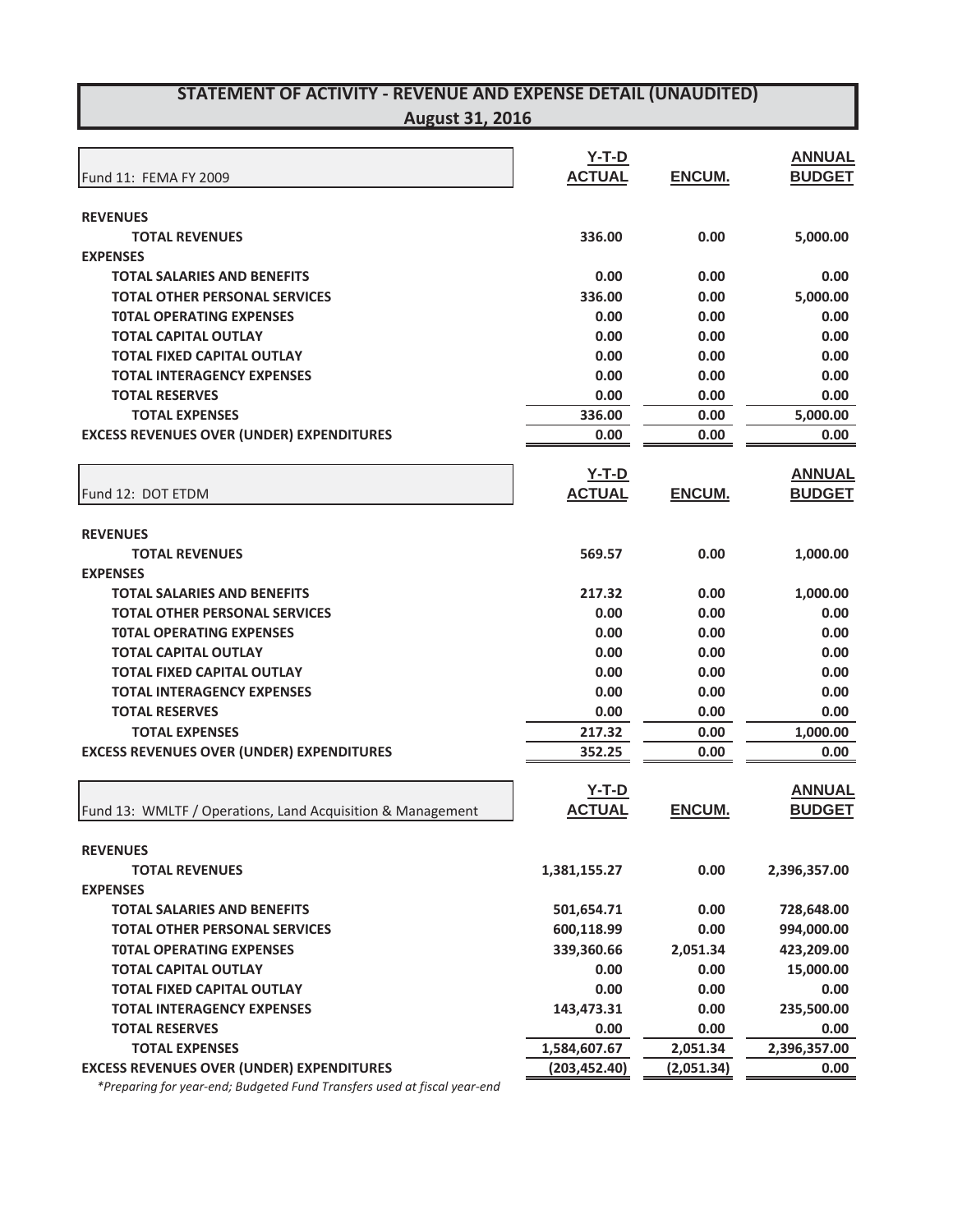## STATEMENT OF ACTIVITY - REVENUE AND EXPENSE DETAIL (UNAUDITED)
## August 31, 2016

| Fund 11: FEMA FY 2009 | Y-T-D ACTUAL | ENCUM. | ANNUAL BUDGET |
|---|---|---|---|
| **REVENUES** | | | |
| **TOTAL REVENUES** | 336.00 | 0.00 | 5,000.00 |
| **EXPENSES** | | | |
| **TOTAL SALARIES AND BENEFITS** | 0.00 | 0.00 | 0.00 |
| **TOTAL OTHER PERSONAL SERVICES** | 336.00 | 0.00 | 5,000.00 |
| **T0TAL OPERATING EXPENSES** | 0.00 | 0.00 | 0.00 |
| **TOTAL CAPITAL OUTLAY** | 0.00 | 0.00 | 0.00 |
| **TOTAL FIXED CAPITAL OUTLAY** | 0.00 | 0.00 | 0.00 |
| **TOTAL INTERAGENCY EXPENSES** | 0.00 | 0.00 | 0.00 |
| **TOTAL RESERVES** | 0.00 | 0.00 | 0.00 |
| **TOTAL EXPENSES** | 336.00 | 0.00 | 5,000.00 |
| **EXCESS REVENUES OVER (UNDER) EXPENDITURES** | 0.00 | 0.00 | 0.00 |

| Fund 12: DOT ETDM | Y-T-D ACTUAL | ENCUM. | ANNUAL BUDGET |
|---|---|---|---|
| **REVENUES** | | | |
| **TOTAL REVENUES** | 569.57 | 0.00 | 1,000.00 |
| **EXPENSES** | | | |
| **TOTAL SALARIES AND BENEFITS** | 217.32 | 0.00 | 1,000.00 |
| **TOTAL OTHER PERSONAL SERVICES** | 0.00 | 0.00 | 0.00 |
| **T0TAL OPERATING EXPENSES** | 0.00 | 0.00 | 0.00 |
| **TOTAL CAPITAL OUTLAY** | 0.00 | 0.00 | 0.00 |
| **TOTAL FIXED CAPITAL OUTLAY** | 0.00 | 0.00 | 0.00 |
| **TOTAL INTERAGENCY EXPENSES** | 0.00 | 0.00 | 0.00 |
| **TOTAL RESERVES** | 0.00 | 0.00 | 0.00 |
| **TOTAL EXPENSES** | 217.32 | 0.00 | 1,000.00 |
| **EXCESS REVENUES OVER (UNDER) EXPENDITURES** | 352.25 | 0.00 | 0.00 |

| Fund 13: WMLTF / Operations, Land Acquisition & Management | Y-T-D ACTUAL | ENCUM. | ANNUAL BUDGET |
|---|---|---|---|
| **REVENUES** | | | |
| **TOTAL REVENUES** | 1,381,155.27 | 0.00 | 2,396,357.00 |
| **EXPENSES** | | | |
| **TOTAL SALARIES AND BENEFITS** | 501,654.71 | 0.00 | 728,648.00 |
| **TOTAL OTHER PERSONAL SERVICES** | 600,118.99 | 0.00 | 994,000.00 |
| **T0TAL OPERATING EXPENSES** | 339,360.66 | 2,051.34 | 423,209.00 |
| **TOTAL CAPITAL OUTLAY** | 0.00 | 0.00 | 15,000.00 |
| **TOTAL FIXED CAPITAL OUTLAY** | 0.00 | 0.00 | 0.00 |
| **TOTAL INTERAGENCY EXPENSES** | 143,473.31 | 0.00 | 235,500.00 |
| **TOTAL RESERVES** | 0.00 | 0.00 | 0.00 |
| **TOTAL EXPENSES** | 1,584,607.67 | 2,051.34 | 2,396,357.00 |
| **EXCESS REVENUES OVER (UNDER) EXPENDITURES** | (203,452.40) | (2,051.34) | 0.00 |

*\*Preparing for year-end; Budgeted Fund Transfers used at fiscal year-end*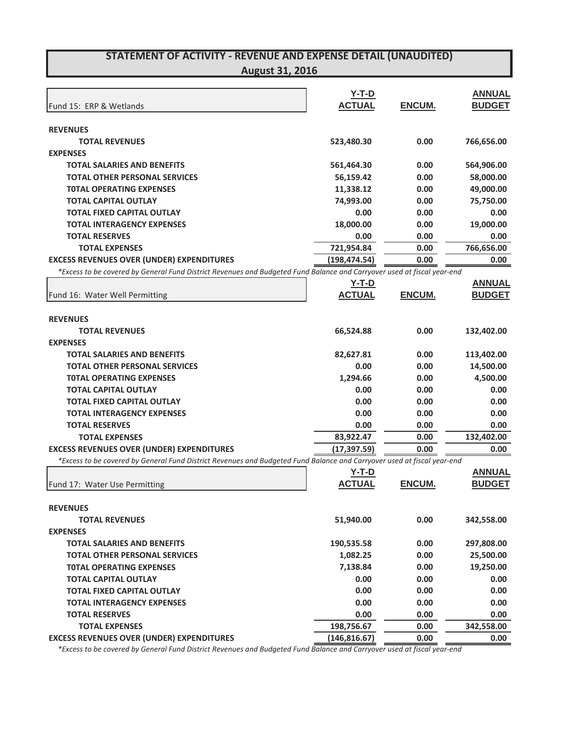# STATEMENT OF ACTIVITY - REVENUE AND EXPENSE DETAIL (UNAUDITED)

## August 31, 2016

| Fund 15: ERP & Wetlands | Y-T-D ACTUAL | ENCUM. | ANNUAL BUDGET |
|---|---|---|---|
| **REVENUES** | | | |
| **TOTAL REVENUES** | 523,480.30 | 0.00 | 766,656.00 |
| **EXPENSES** | | | |
| **TOTAL SALARIES AND BENEFITS** | 561,464.30 | 0.00 | 564,906.00 |
| **TOTAL OTHER PERSONAL SERVICES** | 56,159.42 | 0.00 | 58,000.00 |
| **T0TAL OPERATING EXPENSES** | 11,338.12 | 0.00 | 49,000.00 |
| **TOTAL CAPITAL OUTLAY** | 74,993.00 | 0.00 | 75,750.00 |
| **TOTAL FIXED CAPITAL OUTLAY** | 0.00 | 0.00 | 0.00 |
| **TOTAL INTERAGENCY EXPENSES** | 18,000.00 | 0.00 | 19,000.00 |
| **TOTAL RESERVES** | 0.00 | 0.00 | 0.00 |
| **TOTAL EXPENSES** | 721,954.84 | 0.00 | 766,656.00 |
| **EXCESS REVENUES OVER (UNDER) EXPENDITURES** | (198,474.54) | 0.00 | 0.00 |

*\*Excess to be covered by General Fund District Revenues and Budgeted Fund Balance and Carryover used at fiscal year-end*

| Fund 16: Water Well Permitting | Y-T-D ACTUAL | ENCUM. | ANNUAL BUDGET |
|---|---|---|---|
| **REVENUES** | | | |
| **TOTAL REVENUES** | 66,524.88 | 0.00 | 132,402.00 |
| **EXPENSES** | | | |
| **TOTAL SALARIES AND BENEFITS** | 82,627.81 | 0.00 | 113,402.00 |
| **TOTAL OTHER PERSONAL SERVICES** | 0.00 | 0.00 | 14,500.00 |
| **T0TAL OPERATING EXPENSES** | 1,294.66 | 0.00 | 4,500.00 |
| **TOTAL CAPITAL OUTLAY** | 0.00 | 0.00 | 0.00 |
| **TOTAL FIXED CAPITAL OUTLAY** | 0.00 | 0.00 | 0.00 |
| **TOTAL INTERAGENCY EXPENSES** | 0.00 | 0.00 | 0.00 |
| **TOTAL RESERVES** | 0.00 | 0.00 | 0.00 |
| **TOTAL EXPENSES** | 83,922.47 | 0.00 | 132,402.00 |
| **EXCESS REVENUES OVER (UNDER) EXPENDITURES** | (17,397.59) | 0.00 | 0.00 |

*\*Excess to be covered by General Fund District Revenues and Budgeted Fund Balance and Carryover used at fiscal year-end*

| Fund 17: Water Use Permitting | Y-T-D ACTUAL | ENCUM. | ANNUAL BUDGET |
|---|---|---|---|
| **REVENUES** | | | |
| **TOTAL REVENUES** | 51,940.00 | 0.00 | 342,558.00 |
| **EXPENSES** | | | |
| **TOTAL SALARIES AND BENEFITS** | 190,535.58 | 0.00 | 297,808.00 |
| **TOTAL OTHER PERSONAL SERVICES** | 1,082.25 | 0.00 | 25,500.00 |
| **T0TAL OPERATING EXPENSES** | 7,138.84 | 0.00 | 19,250.00 |
| **TOTAL CAPITAL OUTLAY** | 0.00 | 0.00 | 0.00 |
| **TOTAL FIXED CAPITAL OUTLAY** | 0.00 | 0.00 | 0.00 |
| **TOTAL INTERAGENCY EXPENSES** | 0.00 | 0.00 | 0.00 |
| **TOTAL RESERVES** | 0.00 | 0.00 | 0.00 |
| **TOTAL EXPENSES** | 198,756.67 | 0.00 | 342,558.00 |
| **EXCESS REVENUES OVER (UNDER) EXPENDITURES** | (146,816.67) | 0.00 | 0.00 |

*\*Excess to be covered by General Fund District Revenues and Budgeted Fund Balance and Carryover used at fiscal year-end*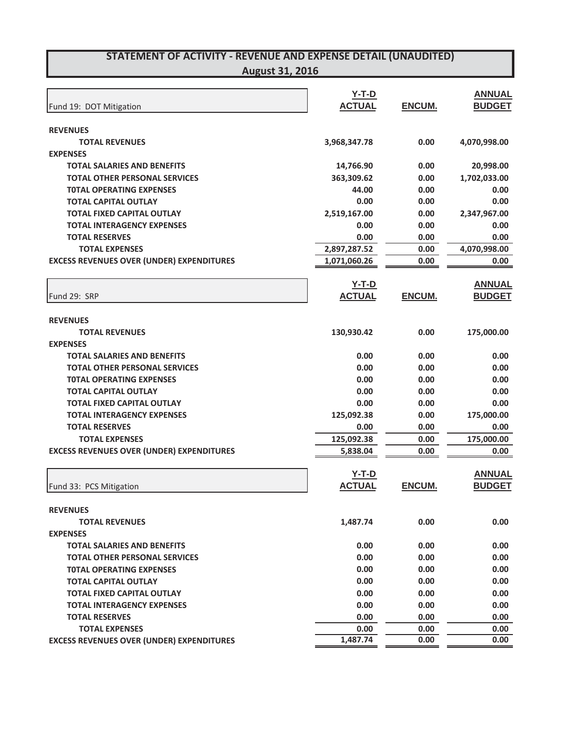# STATEMENT OF ACTIVITY - REVENUE AND EXPENSE DETAIL (UNAUDITED)

## August 31, 2016

| Fund 19: DOT Mitigation | Y-T-D ACTUAL | ENCUM. | ANNUAL BUDGET |
|---|---|---|---|
| **REVENUES** | | | |
| **TOTAL REVENUES** | 3,968,347.78 | 0.00 | 4,070,998.00 |
| **EXPENSES** | | | |
| **TOTAL SALARIES AND BENEFITS** | 14,766.90 | 0.00 | 20,998.00 |
| **TOTAL OTHER PERSONAL SERVICES** | 363,309.62 | 0.00 | 1,702,033.00 |
| **T0TAL OPERATING EXPENSES** | 44.00 | 0.00 | 0.00 |
| **TOTAL CAPITAL OUTLAY** | 0.00 | 0.00 | 0.00 |
| **TOTAL FIXED CAPITAL OUTLAY** | 2,519,167.00 | 0.00 | 2,347,967.00 |
| **TOTAL INTERAGENCY EXPENSES** | 0.00 | 0.00 | 0.00 |
| **TOTAL RESERVES** | 0.00 | 0.00 | 0.00 |
| **TOTAL EXPENSES** | 2,897,287.52 | 0.00 | 4,070,998.00 |
| **EXCESS REVENUES OVER (UNDER) EXPENDITURES** | 1,071,060.26 | 0.00 | 0.00 |

| Fund 29: SRP | Y-T-D ACTUAL | ENCUM. | ANNUAL BUDGET |
|---|---|---|---|
| **REVENUES** | | | |
| **TOTAL REVENUES** | 130,930.42 | 0.00 | 175,000.00 |
| **EXPENSES** | | | |
| **TOTAL SALARIES AND BENEFITS** | 0.00 | 0.00 | 0.00 |
| **TOTAL OTHER PERSONAL SERVICES** | 0.00 | 0.00 | 0.00 |
| **T0TAL OPERATING EXPENSES** | 0.00 | 0.00 | 0.00 |
| **TOTAL CAPITAL OUTLAY** | 0.00 | 0.00 | 0.00 |
| **TOTAL FIXED CAPITAL OUTLAY** | 0.00 | 0.00 | 0.00 |
| **TOTAL INTERAGENCY EXPENSES** | 125,092.38 | 0.00 | 175,000.00 |
| **TOTAL RESERVES** | 0.00 | 0.00 | 0.00 |
| **TOTAL EXPENSES** | 125,092.38 | 0.00 | 175,000.00 |
| **EXCESS REVENUES OVER (UNDER) EXPENDITURES** | 5,838.04 | 0.00 | 0.00 |

| Fund 33: PCS Mitigation | Y-T-D ACTUAL | ENCUM. | ANNUAL BUDGET |
|---|---|---|---|
| **REVENUES** | | | |
| **TOTAL REVENUES** | 1,487.74 | 0.00 | 0.00 |
| **EXPENSES** | | | |
| **TOTAL SALARIES AND BENEFITS** | 0.00 | 0.00 | 0.00 |
| **TOTAL OTHER PERSONAL SERVICES** | 0.00 | 0.00 | 0.00 |
| **T0TAL OPERATING EXPENSES** | 0.00 | 0.00 | 0.00 |
| **TOTAL CAPITAL OUTLAY** | 0.00 | 0.00 | 0.00 |
| **TOTAL FIXED CAPITAL OUTLAY** | 0.00 | 0.00 | 0.00 |
| **TOTAL INTERAGENCY EXPENSES** | 0.00 | 0.00 | 0.00 |
| **TOTAL RESERVES** | 0.00 | 0.00 | 0.00 |
| **TOTAL EXPENSES** | 0.00 | 0.00 | 0.00 |
| **EXCESS REVENUES OVER (UNDER) EXPENDITURES** | 1,487.74 | 0.00 | 0.00 |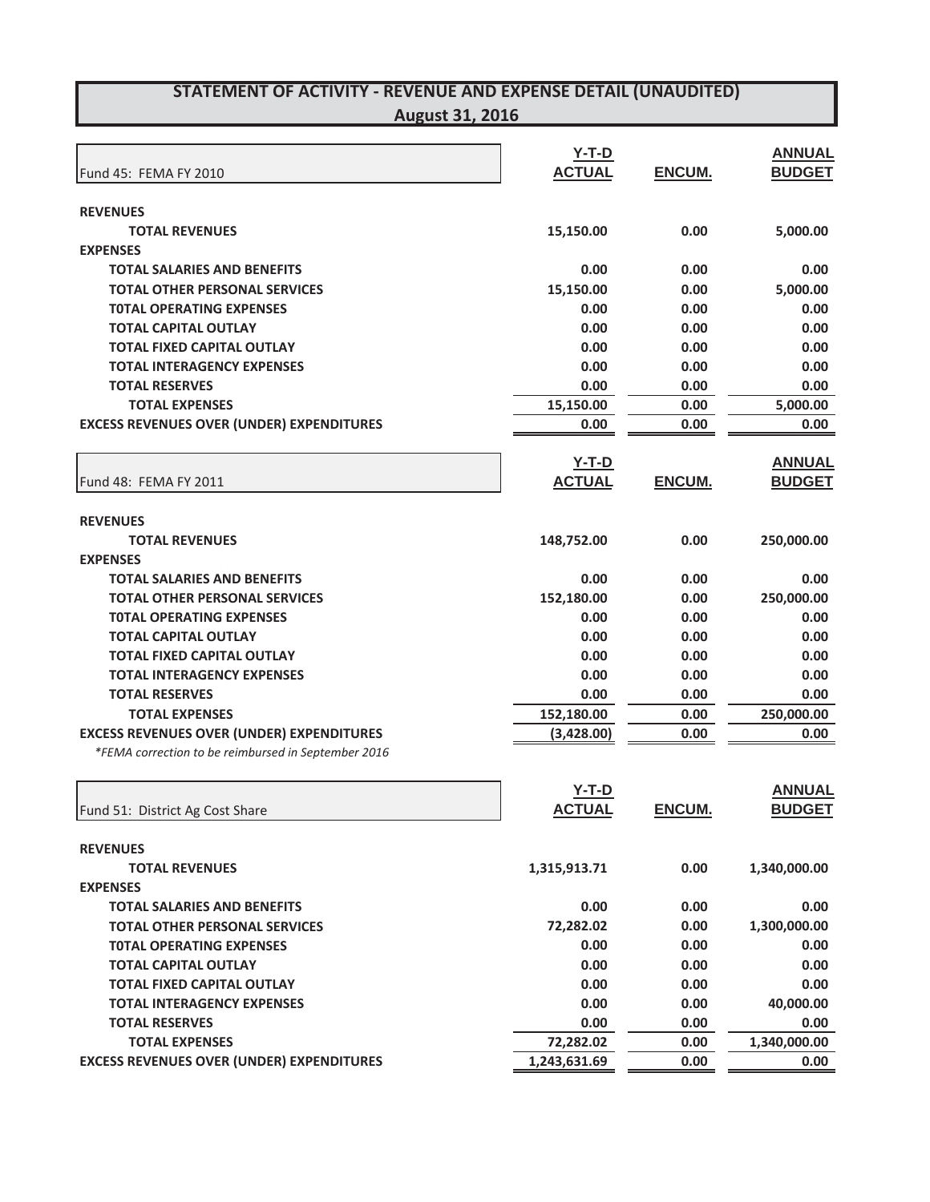# STATEMENT OF ACTIVITY - REVENUE AND EXPENSE DETAIL (UNAUDITED)

## August 31, 2016

| Fund 45: FEMA FY 2010 | Y-T-D ACTUAL | ENCUM. | ANNUAL BUDGET |
|---|---|---|---|
| **REVENUES** | | | |
| **TOTAL REVENUES** | 15,150.00 | 0.00 | 5,000.00 |
| **EXPENSES** | | | |
| **TOTAL SALARIES AND BENEFITS** | 0.00 | 0.00 | 0.00 |
| **TOTAL OTHER PERSONAL SERVICES** | 15,150.00 | 0.00 | 5,000.00 |
| **T0TAL OPERATING EXPENSES** | 0.00 | 0.00 | 0.00 |
| **TOTAL CAPITAL OUTLAY** | 0.00 | 0.00 | 0.00 |
| **TOTAL FIXED CAPITAL OUTLAY** | 0.00 | 0.00 | 0.00 |
| **TOTAL INTERAGENCY EXPENSES** | 0.00 | 0.00 | 0.00 |
| **TOTAL RESERVES** | 0.00 | 0.00 | 0.00 |
| **TOTAL EXPENSES** | 15,150.00 | 0.00 | 5,000.00 |
| **EXCESS REVENUES OVER (UNDER) EXPENDITURES** | 0.00 | 0.00 | 0.00 |

| Fund 48: FEMA FY 2011 | Y-T-D ACTUAL | ENCUM. | ANNUAL BUDGET |
|---|---|---|---|
| **REVENUES** | | | |
| **TOTAL REVENUES** | 148,752.00 | 0.00 | 250,000.00 |
| **EXPENSES** | | | |
| **TOTAL SALARIES AND BENEFITS** | 0.00 | 0.00 | 0.00 |
| **TOTAL OTHER PERSONAL SERVICES** | 152,180.00 | 0.00 | 250,000.00 |
| **T0TAL OPERATING EXPENSES** | 0.00 | 0.00 | 0.00 |
| **TOTAL CAPITAL OUTLAY** | 0.00 | 0.00 | 0.00 |
| **TOTAL FIXED CAPITAL OUTLAY** | 0.00 | 0.00 | 0.00 |
| **TOTAL INTERAGENCY EXPENSES** | 0.00 | 0.00 | 0.00 |
| **TOTAL RESERVES** | 0.00 | 0.00 | 0.00 |
| **TOTAL EXPENSES** | 152,180.00 | 0.00 | 250,000.00 |
| **EXCESS REVENUES OVER (UNDER) EXPENDITURES** | (3,428.00) | 0.00 | 0.00 |

*\*FEMA correction to be reimbursed in September 2016*

| Fund 51: District Ag Cost Share | Y-T-D ACTUAL | ENCUM. | ANNUAL BUDGET |
|---|---|---|---|
| **REVENUES** | | | |
| **TOTAL REVENUES** | 1,315,913.71 | 0.00 | 1,340,000.00 |
| **EXPENSES** | | | |
| **TOTAL SALARIES AND BENEFITS** | 0.00 | 0.00 | 0.00 |
| **TOTAL OTHER PERSONAL SERVICES** | 72,282.02 | 0.00 | 1,300,000.00 |
| **T0TAL OPERATING EXPENSES** | 0.00 | 0.00 | 0.00 |
| **TOTAL CAPITAL OUTLAY** | 0.00 | 0.00 | 0.00 |
| **TOTAL FIXED CAPITAL OUTLAY** | 0.00 | 0.00 | 0.00 |
| **TOTAL INTERAGENCY EXPENSES** | 0.00 | 0.00 | 40,000.00 |
| **TOTAL RESERVES** | 0.00 | 0.00 | 0.00 |
| **TOTAL EXPENSES** | 72,282.02 | 0.00 | 1,340,000.00 |
| **EXCESS REVENUES OVER (UNDER) EXPENDITURES** | 1,243,631.69 | 0.00 | 0.00 |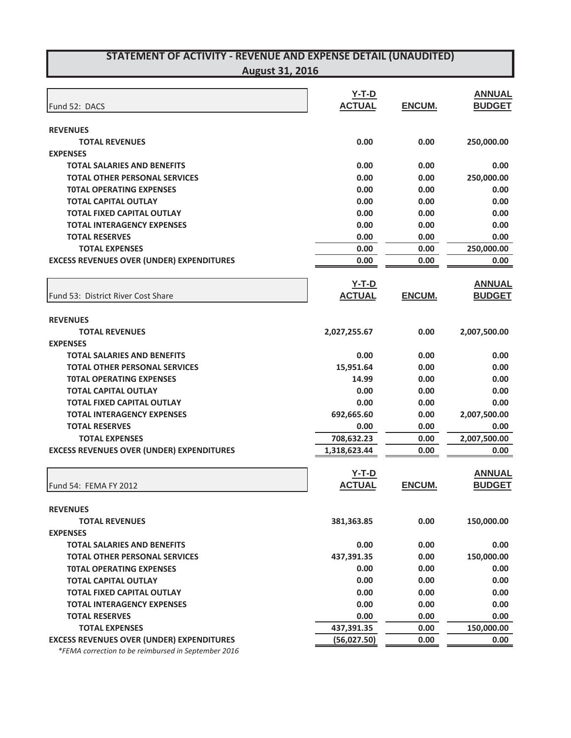# STATEMENT OF ACTIVITY - REVENUE AND EXPENSE DETAIL (UNAUDITED)
## August 31, 2016

| Fund 52: DACS | Y-T-D ACTUAL | ENCUM. | ANNUAL BUDGET |
|---|---|---|---|
| **REVENUES** | | | |
| **TOTAL REVENUES** | 0.00 | 0.00 | 250,000.00 |
| **EXPENSES** | | | |
| **TOTAL SALARIES AND BENEFITS** | 0.00 | 0.00 | 0.00 |
| **TOTAL OTHER PERSONAL SERVICES** | 0.00 | 0.00 | 250,000.00 |
| **T0TAL OPERATING EXPENSES** | 0.00 | 0.00 | 0.00 |
| **TOTAL CAPITAL OUTLAY** | 0.00 | 0.00 | 0.00 |
| **TOTAL FIXED CAPITAL OUTLAY** | 0.00 | 0.00 | 0.00 |
| **TOTAL INTERAGENCY EXPENSES** | 0.00 | 0.00 | 0.00 |
| **TOTAL RESERVES** | 0.00 | 0.00 | 0.00 |
| **TOTAL EXPENSES** | 0.00 | 0.00 | 250,000.00 |
| **EXCESS REVENUES OVER (UNDER) EXPENDITURES** | 0.00 | 0.00 | 0.00 |

| Fund 53: District River Cost Share | Y-T-D ACTUAL | ENCUM. | ANNUAL BUDGET |
|---|---|---|---|
| **REVENUES** | | | |
| **TOTAL REVENUES** | 2,027,255.67 | 0.00 | 2,007,500.00 |
| **EXPENSES** | | | |
| **TOTAL SALARIES AND BENEFITS** | 0.00 | 0.00 | 0.00 |
| **TOTAL OTHER PERSONAL SERVICES** | 15,951.64 | 0.00 | 0.00 |
| **T0TAL OPERATING EXPENSES** | 14.99 | 0.00 | 0.00 |
| **TOTAL CAPITAL OUTLAY** | 0.00 | 0.00 | 0.00 |
| **TOTAL FIXED CAPITAL OUTLAY** | 0.00 | 0.00 | 0.00 |
| **TOTAL INTERAGENCY EXPENSES** | 692,665.60 | 0.00 | 2,007,500.00 |
| **TOTAL RESERVES** | 0.00 | 0.00 | 0.00 |
| **TOTAL EXPENSES** | 708,632.23 | 0.00 | 2,007,500.00 |
| **EXCESS REVENUES OVER (UNDER) EXPENDITURES** | 1,318,623.44 | 0.00 | 0.00 |

| Fund 54: FEMA FY 2012 | Y-T-D ACTUAL | ENCUM. | ANNUAL BUDGET |
|---|---|---|---|
| **REVENUES** | | | |
| **TOTAL REVENUES** | 381,363.85 | 0.00 | 150,000.00 |
| **EXPENSES** | | | |
| **TOTAL SALARIES AND BENEFITS** | 0.00 | 0.00 | 0.00 |
| **TOTAL OTHER PERSONAL SERVICES** | 437,391.35 | 0.00 | 150,000.00 |
| **T0TAL OPERATING EXPENSES** | 0.00 | 0.00 | 0.00 |
| **TOTAL CAPITAL OUTLAY** | 0.00 | 0.00 | 0.00 |
| **TOTAL FIXED CAPITAL OUTLAY** | 0.00 | 0.00 | 0.00 |
| **TOTAL INTERAGENCY EXPENSES** | 0.00 | 0.00 | 0.00 |
| **TOTAL RESERVES** | 0.00 | 0.00 | 0.00 |
| **TOTAL EXPENSES** | 437,391.35 | 0.00 | 150,000.00 |
| **EXCESS REVENUES OVER (UNDER) EXPENDITURES** | (56,027.50) | 0.00 | 0.00 |

*\*FEMA correction to be reimbursed in September 2016*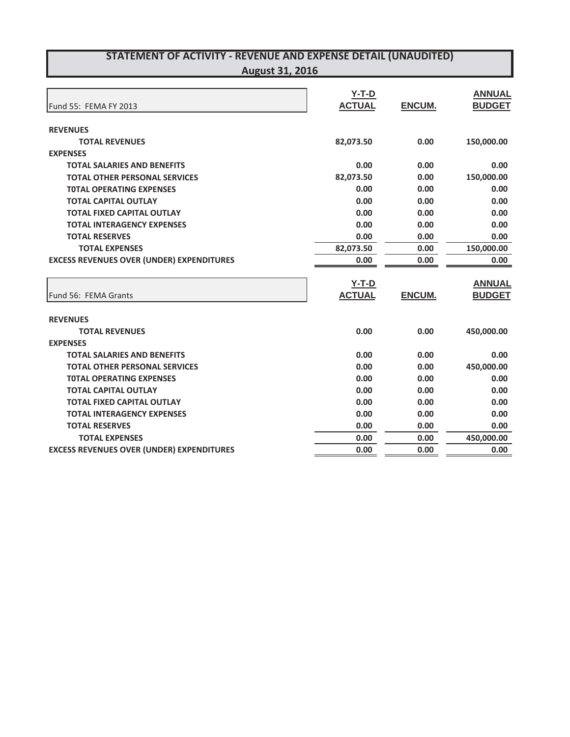# STATEMENT OF ACTIVITY - REVENUE AND EXPENSE DETAIL (UNAUDITED)
## August 31, 2016

| Fund 55: FEMA FY 2013 | Y-T-D ACTUAL | ENCUM. | ANNUAL BUDGET |
|---|---|---|---|
| **REVENUES** | | | |
| **TOTAL REVENUES** | 82,073.50 | 0.00 | 150,000.00 |
| **EXPENSES** | | | |
| **TOTAL SALARIES AND BENEFITS** | 0.00 | 0.00 | 0.00 |
| **TOTAL OTHER PERSONAL SERVICES** | 82,073.50 | 0.00 | 150,000.00 |
| **T0TAL OPERATING EXPENSES** | 0.00 | 0.00 | 0.00 |
| **TOTAL CAPITAL OUTLAY** | 0.00 | 0.00 | 0.00 |
| **TOTAL FIXED CAPITAL OUTLAY** | 0.00 | 0.00 | 0.00 |
| **TOTAL INTERAGENCY EXPENSES** | 0.00 | 0.00 | 0.00 |
| **TOTAL RESERVES** | 0.00 | 0.00 | 0.00 |
| **TOTAL EXPENSES** | 82,073.50 | 0.00 | 150,000.00 |
| **EXCESS REVENUES OVER (UNDER) EXPENDITURES** | 0.00 | 0.00 | 0.00 |

| Fund 56: FEMA Grants | Y-T-D ACTUAL | ENCUM. | ANNUAL BUDGET |
|---|---|---|---|
| **REVENUES** | | | |
| **TOTAL REVENUES** | 0.00 | 0.00 | 450,000.00 |
| **EXPENSES** | | | |
| **TOTAL SALARIES AND BENEFITS** | 0.00 | 0.00 | 0.00 |
| **TOTAL OTHER PERSONAL SERVICES** | 0.00 | 0.00 | 450,000.00 |
| **T0TAL OPERATING EXPENSES** | 0.00 | 0.00 | 0.00 |
| **TOTAL CAPITAL OUTLAY** | 0.00 | 0.00 | 0.00 |
| **TOTAL FIXED CAPITAL OUTLAY** | 0.00 | 0.00 | 0.00 |
| **TOTAL INTERAGENCY EXPENSES** | 0.00 | 0.00 | 0.00 |
| **TOTAL RESERVES** | 0.00 | 0.00 | 0.00 |
| **TOTAL EXPENSES** | 0.00 | 0.00 | 450,000.00 |
| **EXCESS REVENUES OVER (UNDER) EXPENDITURES** | 0.00 | 0.00 | 0.00 |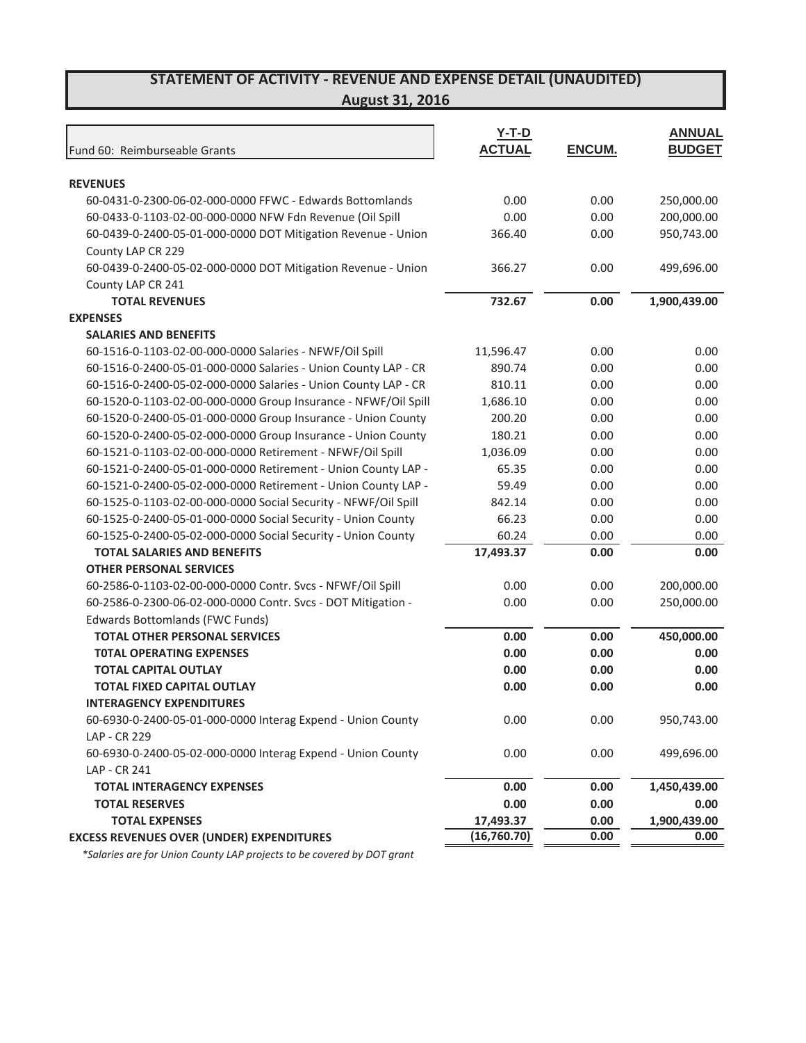# STATEMENT OF ACTIVITY - REVENUE AND EXPENSE DETAIL (UNAUDITED)

## August 31, 2016

| Fund 60: Reimburseable Grants | Y-T-D ACTUAL | ENCUM. | ANNUAL BUDGET |
|---|---|---|---|
| **REVENUES** | | | |
| 60-0431-0-2300-06-02-000-0000 FFWC - Edwards Bottomlands | 0.00 | 0.00 | 250,000.00 |
| 60-0433-0-1103-02-00-000-0000 NFW Fdn Revenue (Oil Spill | 0.00 | 0.00 | 200,000.00 |
| 60-0439-0-2400-05-01-000-0000 DOT Mitigation Revenue - Union County LAP CR 229 | 366.40 | 0.00 | 950,743.00 |
| 60-0439-0-2400-05-02-000-0000 DOT Mitigation Revenue - Union County LAP CR 241 | 366.27 | 0.00 | 499,696.00 |
| **TOTAL REVENUES** | **732.67** | **0.00** | **1,900,439.00** |
| **EXPENSES** | | | |
| **SALARIES AND BENEFITS** | | | |
| 60-1516-0-1103-02-00-000-0000 Salaries - NFWF/Oil Spill | 11,596.47 | 0.00 | 0.00 |
| 60-1516-0-2400-05-01-000-0000 Salaries - Union County LAP - CR | 890.74 | 0.00 | 0.00 |
| 60-1516-0-2400-05-02-000-0000 Salaries - Union County LAP - CR | 810.11 | 0.00 | 0.00 |
| 60-1520-0-1103-02-00-000-0000 Group Insurance - NFWF/Oil Spill | 1,686.10 | 0.00 | 0.00 |
| 60-1520-0-2400-05-01-000-0000 Group Insurance - Union County | 200.20 | 0.00 | 0.00 |
| 60-1520-0-2400-05-02-000-0000 Group Insurance - Union County | 180.21 | 0.00 | 0.00 |
| 60-1521-0-1103-02-00-000-0000 Retirement - NFWF/Oil Spill | 1,036.09 | 0.00 | 0.00 |
| 60-1521-0-2400-05-01-000-0000 Retirement - Union County LAP - | 65.35 | 0.00 | 0.00 |
| 60-1521-0-2400-05-02-000-0000 Retirement - Union County LAP - | 59.49 | 0.00 | 0.00 |
| 60-1525-0-1103-02-00-000-0000 Social Security - NFWF/Oil Spill | 842.14 | 0.00 | 0.00 |
| 60-1525-0-2400-05-01-000-0000 Social Security - Union County | 66.23 | 0.00 | 0.00 |
| 60-1525-0-2400-05-02-000-0000 Social Security - Union County | 60.24 | 0.00 | 0.00 |
| **TOTAL SALARIES AND BENEFITS** | **17,493.37** | **0.00** | **0.00** |
| **OTHER PERSONAL SERVICES** | | | |
| 60-2586-0-1103-02-00-000-0000 Contr. Svcs - NFWF/Oil Spill | 0.00 | 0.00 | 200,000.00 |
| 60-2586-0-2300-06-02-000-0000 Contr. Svcs - DOT Mitigation - Edwards Bottomlands (FWC Funds) | 0.00 | 0.00 | 250,000.00 |
| **TOTAL OTHER PERSONAL SERVICES** | **0.00** | **0.00** | **450,000.00** |
| **T0TAL OPERATING EXPENSES** | **0.00** | **0.00** | **0.00** |
| **TOTAL CAPITAL OUTLAY** | **0.00** | **0.00** | **0.00** |
| **TOTAL FIXED CAPITAL OUTLAY** | **0.00** | **0.00** | **0.00** |
| **INTERAGENCY EXPENDITURES** | | | |
| 60-6930-0-2400-05-01-000-0000 Interag Expend - Union County LAP - CR 229 | 0.00 | 0.00 | 950,743.00 |
| 60-6930-0-2400-05-02-000-0000 Interag Expend - Union County LAP - CR 241 | 0.00 | 0.00 | 499,696.00 |
| **TOTAL INTERAGENCY EXPENSES** | **0.00** | **0.00** | **1,450,439.00** |
| **TOTAL RESERVES** | **0.00** | **0.00** | **0.00** |
| **TOTAL EXPENSES** | **17,493.37** | **0.00** | **1,900,439.00** |
| **EXCESS REVENUES OVER (UNDER) EXPENDITURES** | **(16,760.70)** | **0.00** | **0.00** |

*\*Salaries are for Union County LAP projects to be covered by DOT grant*